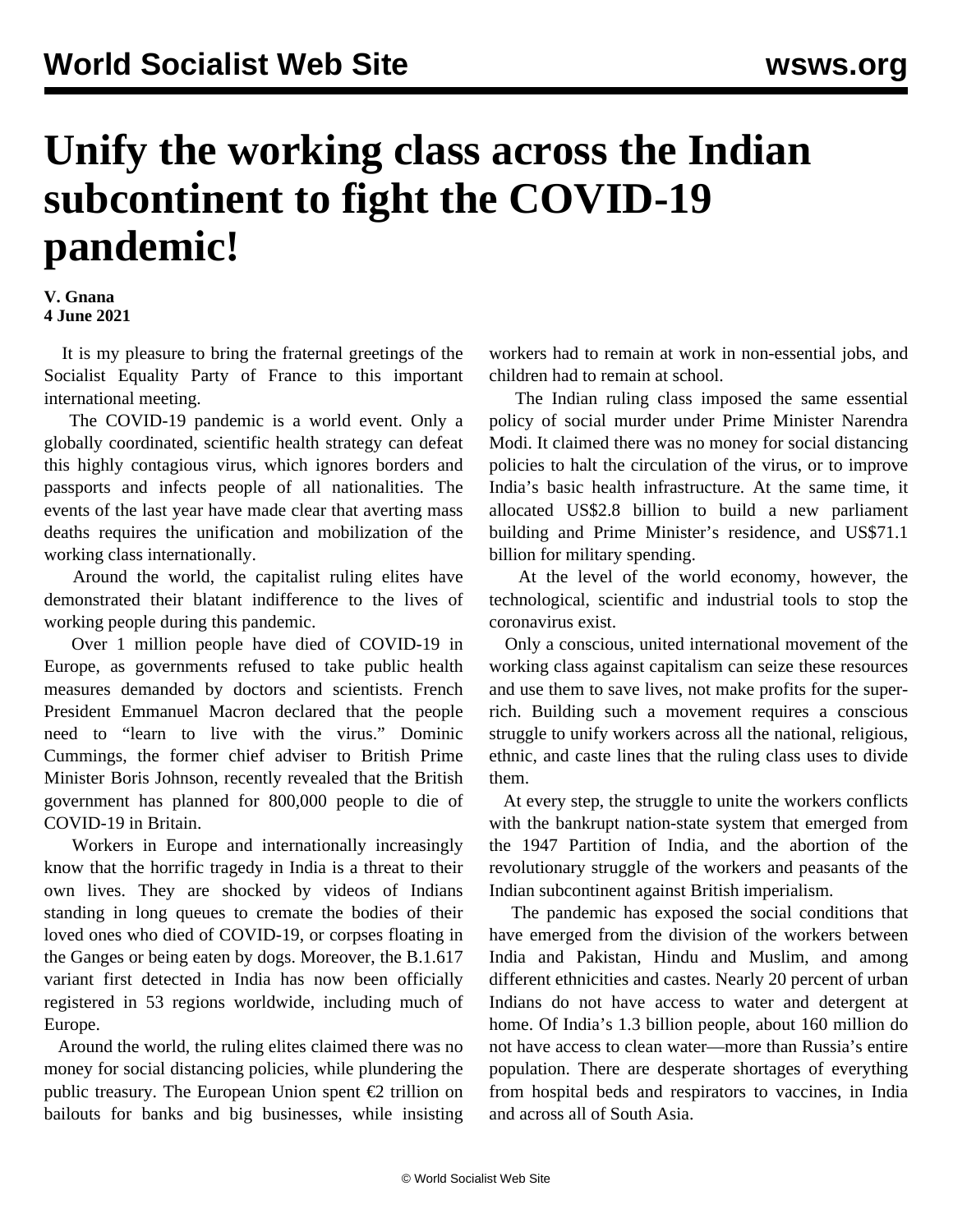# Unify the working class across the Indian subcontinent to fight the COVID-19 pandemic!

**V. Gnana**
**4 June 2021**

It is my pleasure to bring the fraternal greetings of the Socialist Equality Party of France to this important international meeting.

The COVID-19 pandemic is a world event. Only a globally coordinated, scientific health strategy can defeat this highly contagious virus, which ignores borders and passports and infects people of all nationalities. The events of the last year have made clear that averting mass deaths requires the unification and mobilization of the working class internationally.

Around the world, the capitalist ruling elites have demonstrated their blatant indifference to the lives of working people during this pandemic.

Over 1 million people have died of COVID-19 in Europe, as governments refused to take public health measures demanded by doctors and scientists. French President Emmanuel Macron declared that the people need to "learn to live with the virus." Dominic Cummings, the former chief adviser to British Prime Minister Boris Johnson, recently revealed that the British government has planned for 800,000 people to die of COVID-19 in Britain.

Workers in Europe and internationally increasingly know that the horrific tragedy in India is a threat to their own lives. They are shocked by videos of Indians standing in long queues to cremate the bodies of their loved ones who died of COVID-19, or corpses floating in the Ganges or being eaten by dogs. Moreover, the B.1.617 variant first detected in India has now been officially registered in 53 regions worldwide, including much of Europe.

Around the world, the ruling elites claimed there was no money for social distancing policies, while plundering the public treasury. The European Union spent €2 trillion on bailouts for banks and big businesses, while insisting workers had to remain at work in non-essential jobs, and children had to remain at school.

The Indian ruling class imposed the same essential policy of social murder under Prime Minister Narendra Modi. It claimed there was no money for social distancing policies to halt the circulation of the virus, or to improve India's basic health infrastructure. At the same time, it allocated US$2.8 billion to build a new parliament building and Prime Minister's residence, and US$71.1 billion for military spending.

At the level of the world economy, however, the technological, scientific and industrial tools to stop the coronavirus exist.

Only a conscious, united international movement of the working class against capitalism can seize these resources and use them to save lives, not make profits for the super-rich. Building such a movement requires a conscious struggle to unify workers across all the national, religious, ethnic, and caste lines that the ruling class uses to divide them.

At every step, the struggle to unite the workers conflicts with the bankrupt nation-state system that emerged from the 1947 Partition of India, and the abortion of the revolutionary struggle of the workers and peasants of the Indian subcontinent against British imperialism.

The pandemic has exposed the social conditions that have emerged from the division of the workers between India and Pakistan, Hindu and Muslim, and among different ethnicities and castes. Nearly 20 percent of urban Indians do not have access to water and detergent at home. Of India's 1.3 billion people, about 160 million do not have access to clean water—more than Russia's entire population. There are desperate shortages of everything from hospital beds and respirators to vaccines, in India and across all of South Asia.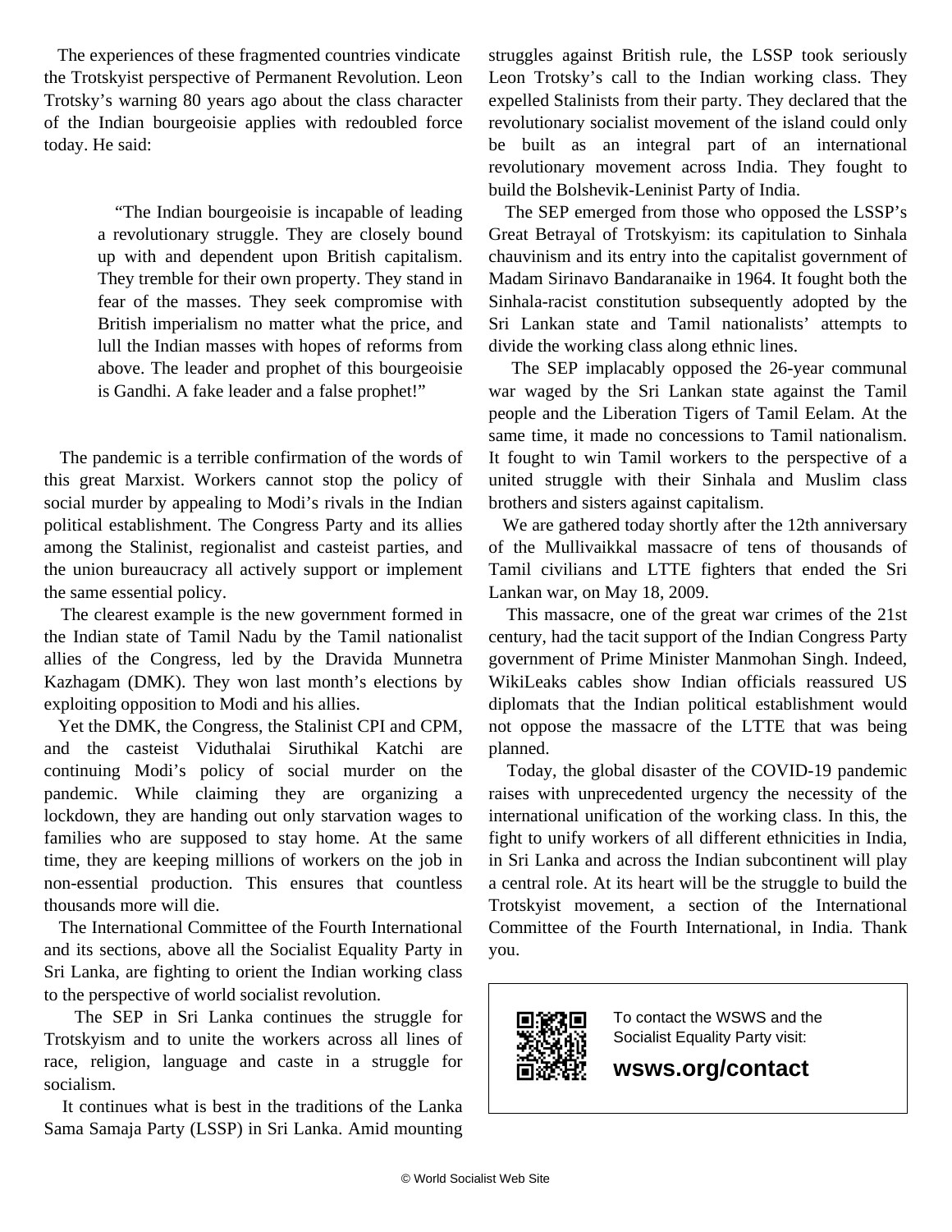The experiences of these fragmented countries vindicate the Trotskyist perspective of Permanent Revolution. Leon Trotsky's warning 80 years ago about the class character of the Indian bourgeoisie applies with redoubled force today. He said:

> "The Indian bourgeoisie is incapable of leading a revolutionary struggle. They are closely bound up with and dependent upon British capitalism. They tremble for their own property. They stand in fear of the masses. They seek compromise with British imperialism no matter what the price, and lull the Indian masses with hopes of reforms from above. The leader and prophet of this bourgeoisie is Gandhi. A fake leader and a false prophet!"

The pandemic is a terrible confirmation of the words of this great Marxist. Workers cannot stop the policy of social murder by appealing to Modi's rivals in the Indian political establishment. The Congress Party and its allies among the Stalinist, regionalist and casteist parties, and the union bureaucracy all actively support or implement the same essential policy.

The clearest example is the new government formed in the Indian state of Tamil Nadu by the Tamil nationalist allies of the Congress, led by the Dravida Munnetra Kazhagam (DMK). They won last month's elections by exploiting opposition to Modi and his allies.

Yet the DMK, the Congress, the Stalinist CPI and CPM, and the casteist Viduthalai Siruthikal Katchi are continuing Modi's policy of social murder on the pandemic. While claiming they are organizing a lockdown, they are handing out only starvation wages to families who are supposed to stay home. At the same time, they are keeping millions of workers on the job in non-essential production. This ensures that countless thousands more will die.

The International Committee of the Fourth International and its sections, above all the Socialist Equality Party in Sri Lanka, are fighting to orient the Indian working class to the perspective of world socialist revolution.

The SEP in Sri Lanka continues the struggle for Trotskyism and to unite the workers across all lines of race, religion, language and caste in a struggle for socialism.

It continues what is best in the traditions of the Lanka Sama Samaja Party (LSSP) in Sri Lanka. Amid mounting struggles against British rule, the LSSP took seriously Leon Trotsky's call to the Indian working class. They expelled Stalinists from their party. They declared that the revolutionary socialist movement of the island could only be built as an integral part of an international revolutionary movement across India. They fought to build the Bolshevik-Leninist Party of India.

The SEP emerged from those who opposed the LSSP's Great Betrayal of Trotskyism: its capitulation to Sinhala chauvinism and its entry into the capitalist government of Madam Sirinavo Bandaranaike in 1964. It fought both the Sinhala-racist constitution subsequently adopted by the Sri Lankan state and Tamil nationalists' attempts to divide the working class along ethnic lines.

The SEP implacably opposed the 26-year communal war waged by the Sri Lankan state against the Tamil people and the Liberation Tigers of Tamil Eelam. At the same time, it made no concessions to Tamil nationalism. It fought to win Tamil workers to the perspective of a united struggle with their Sinhala and Muslim class brothers and sisters against capitalism.

We are gathered today shortly after the 12th anniversary of the Mullivaikkal massacre of tens of thousands of Tamil civilians and LTTE fighters that ended the Sri Lankan war, on May 18, 2009.

This massacre, one of the great war crimes of the 21st century, had the tacit support of the Indian Congress Party government of Prime Minister Manmohan Singh. Indeed, WikiLeaks cables show Indian officials reassured US diplomats that the Indian political establishment would not oppose the massacre of the LTTE that was being planned.

Today, the global disaster of the COVID-19 pandemic raises with unprecedented urgency the necessity of the international unification of the working class. In this, the fight to unify workers of all different ethnicities in India, in Sri Lanka and across the Indian subcontinent will play a central role. At its heart will be the struggle to build the Trotskyist movement, a section of the International Committee of the Fourth International, in India. Thank you.

To contact the WSWS and the Socialist Equality Party visit:

**wsws.org/contact**